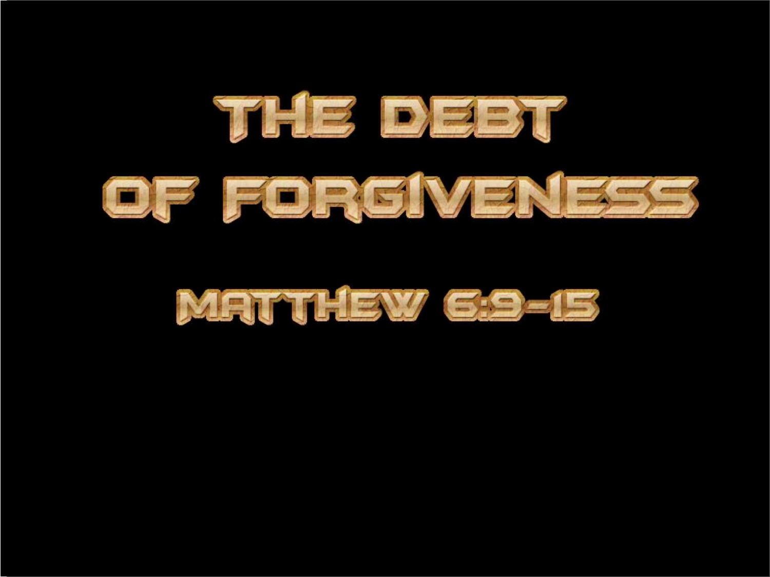# THE DEBT OF FORGIVENESS

## MATTHEW 6:9-15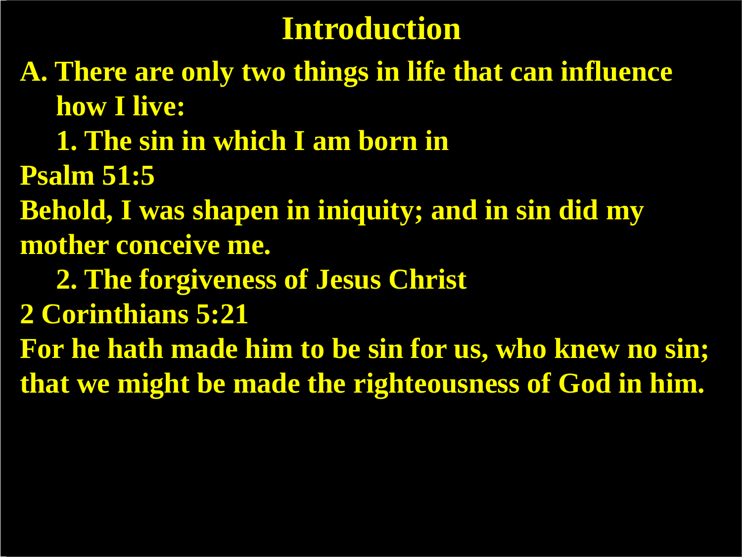# Introduction

**A. There are only two things in life that can influence how I live:**

**1. The sin in which I am born in**

**Psalm 51:5**

**Behold, I was shapen in iniquity; and in sin did my mother conceive me.**

**2. The forgiveness of Jesus Christ**

**2 Corinthians 5:21**

**For he hath made him to be sin for us, who knew no sin; that we might be made the righteousness of God in him.**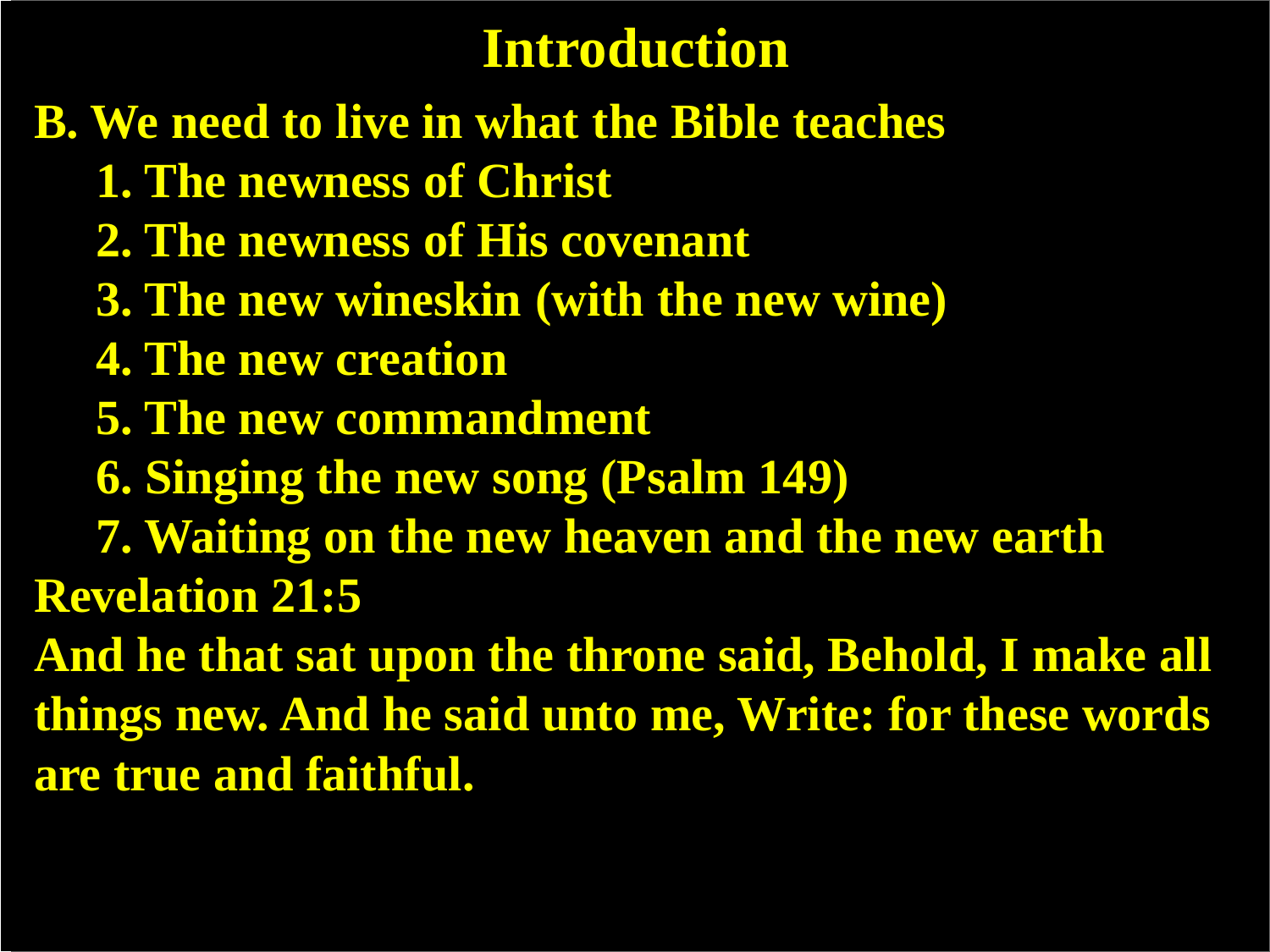# Introduction

**B. We need to live in what the Bible teaches**

1. The newness of Christ
2. The newness of His covenant
3. The new wineskin (with the new wine)
4. The new creation
5. The new commandment
6. Singing the new song (Psalm 149)
7. Waiting on the new heaven and the new earth

**Revelation 21:5**

**And he that sat upon the throne said, Behold, I make all things new. And he said unto me, Write: for these words are true and faithful.**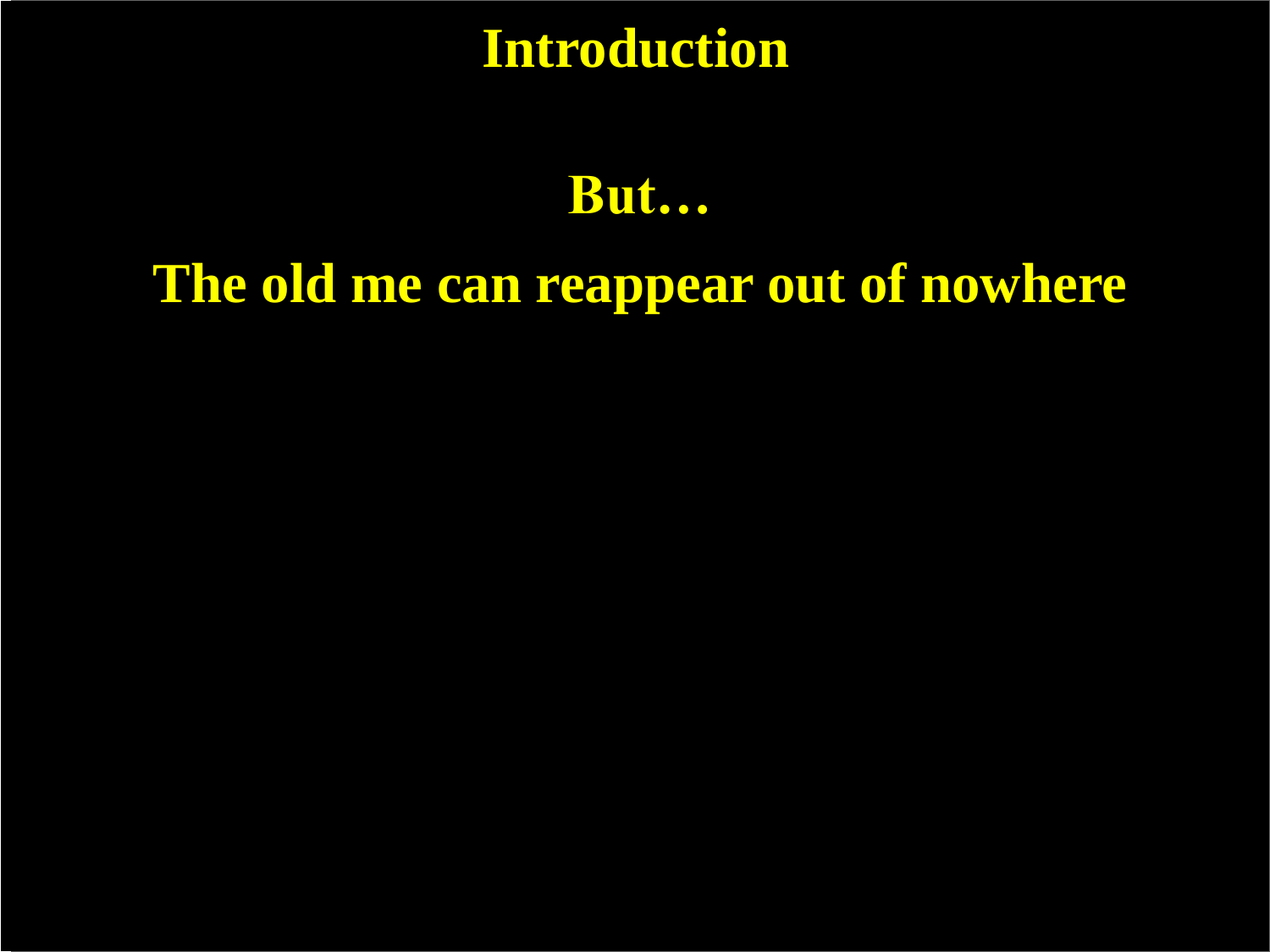# Introduction

**But…**

**The old me can reappear out of nowhere**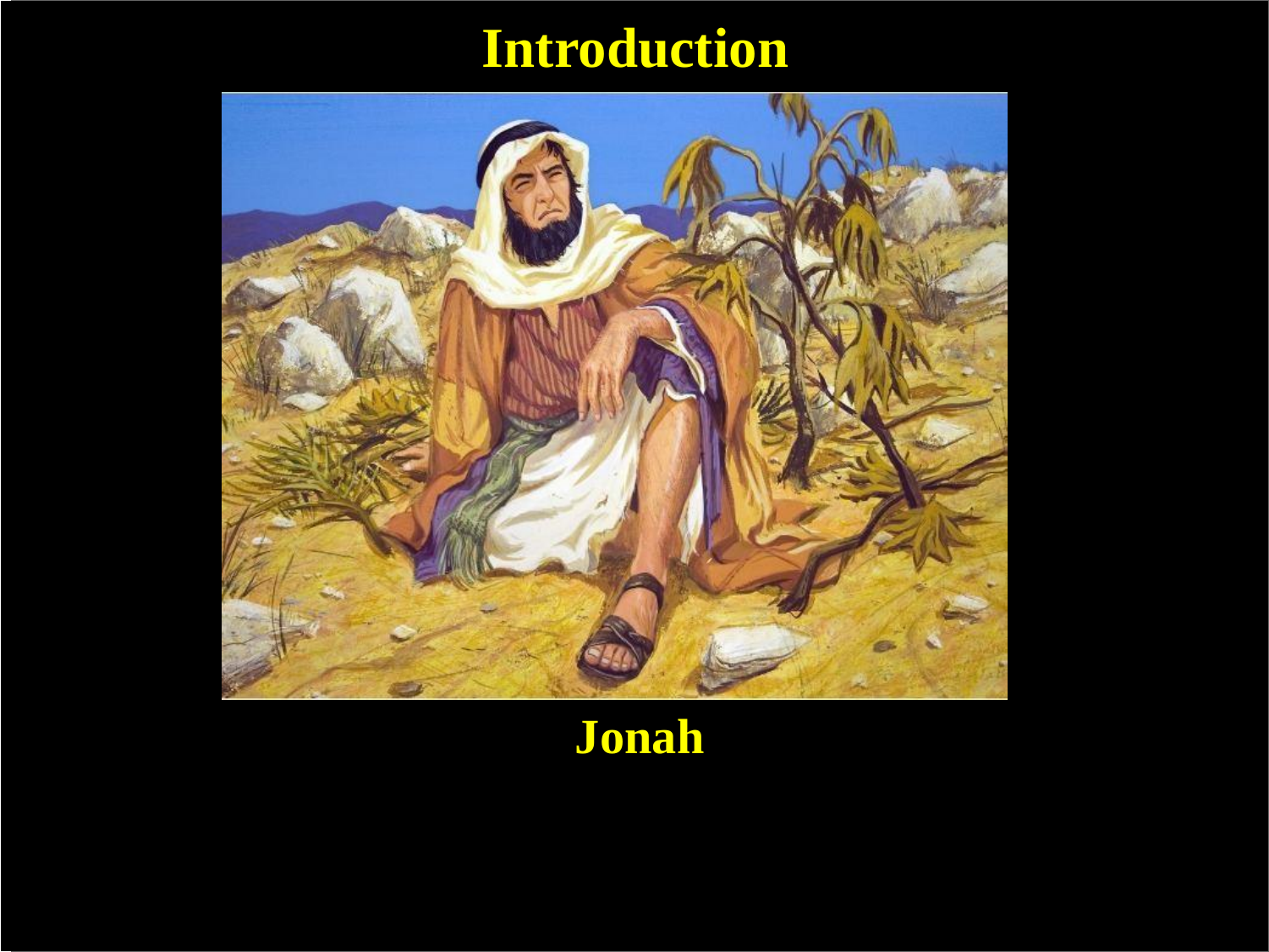# Introduction

Jonah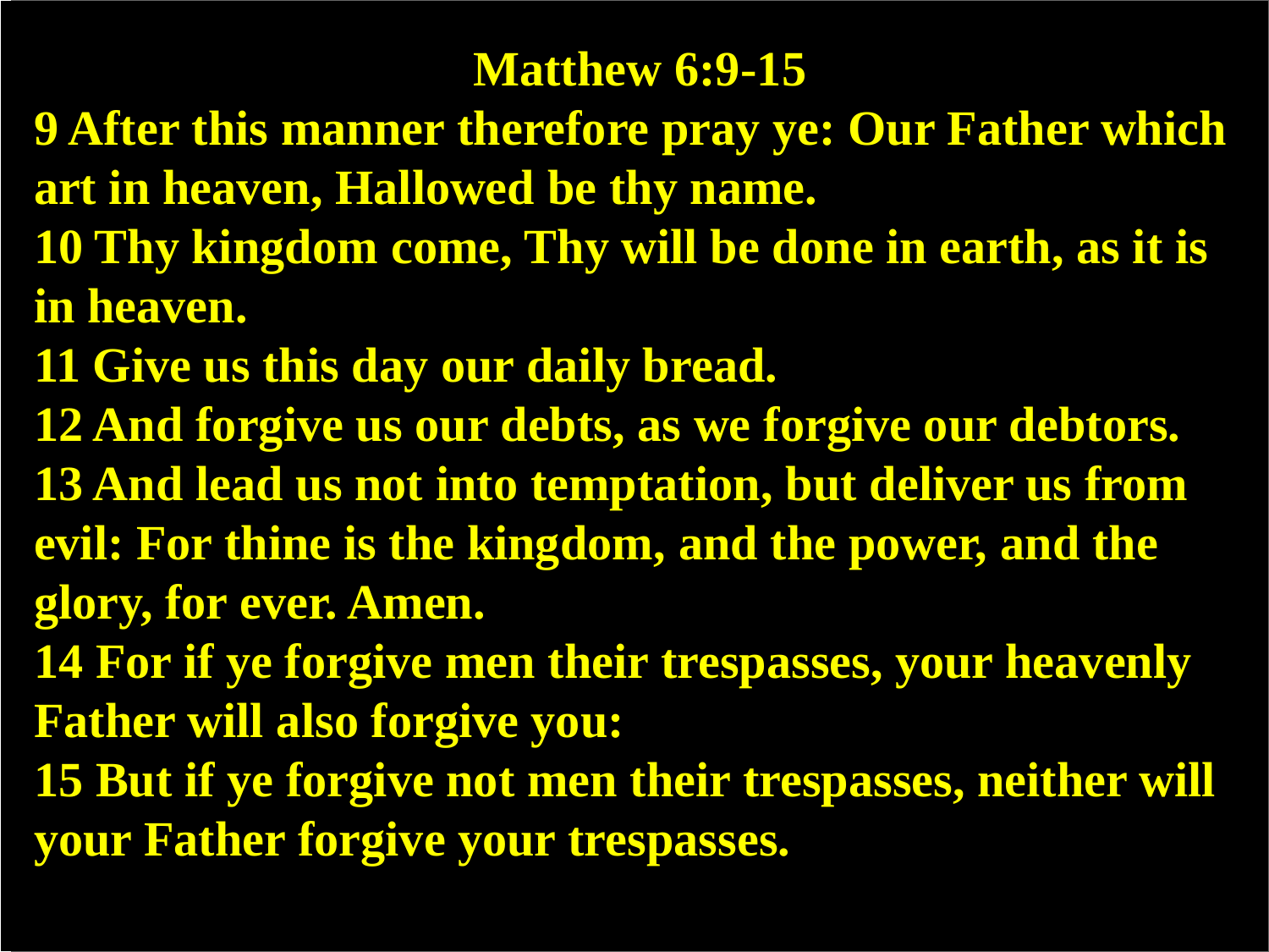# Matthew 6:9-15

9 After this manner therefore pray ye: Our Father which art in heaven, Hallowed be thy name.
10 Thy kingdom come, Thy will be done in earth, as it is in heaven.
11 Give us this day our daily bread.
12 And forgive us our debts, as we forgive our debtors.
13 And lead us not into temptation, but deliver us from evil: For thine is the kingdom, and the power, and the glory, for ever. Amen.
14 For if ye forgive men their trespasses, your heavenly Father will also forgive you:
15 But if ye forgive not men their trespasses, neither will your Father forgive your trespasses.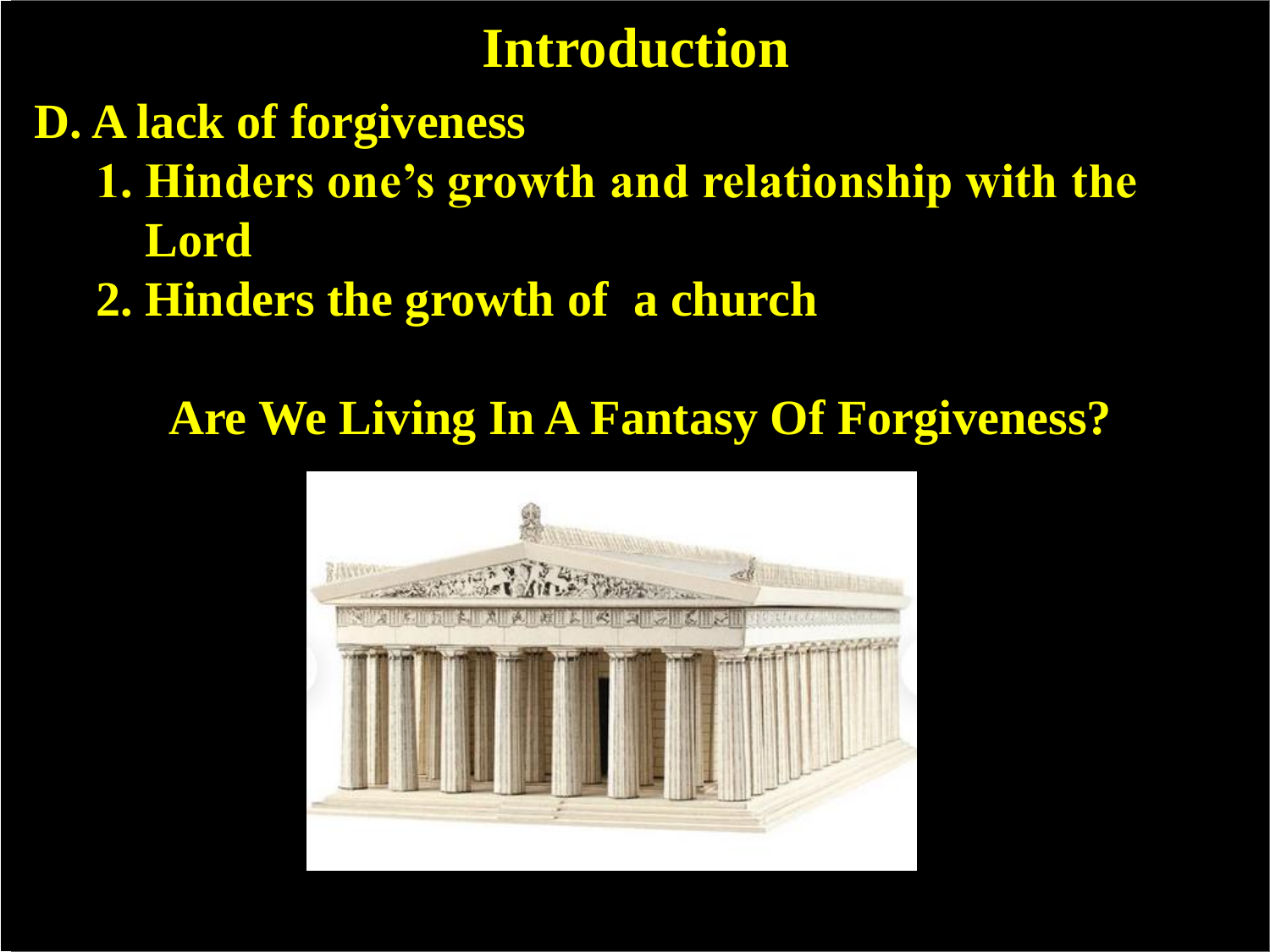# Introduction

**D. A lack of forgiveness**

1. **Hinders one's growth and relationship with the Lord**
2. **Hinders the growth of a church**

**Are We Living In A Fantasy Of Forgiveness?**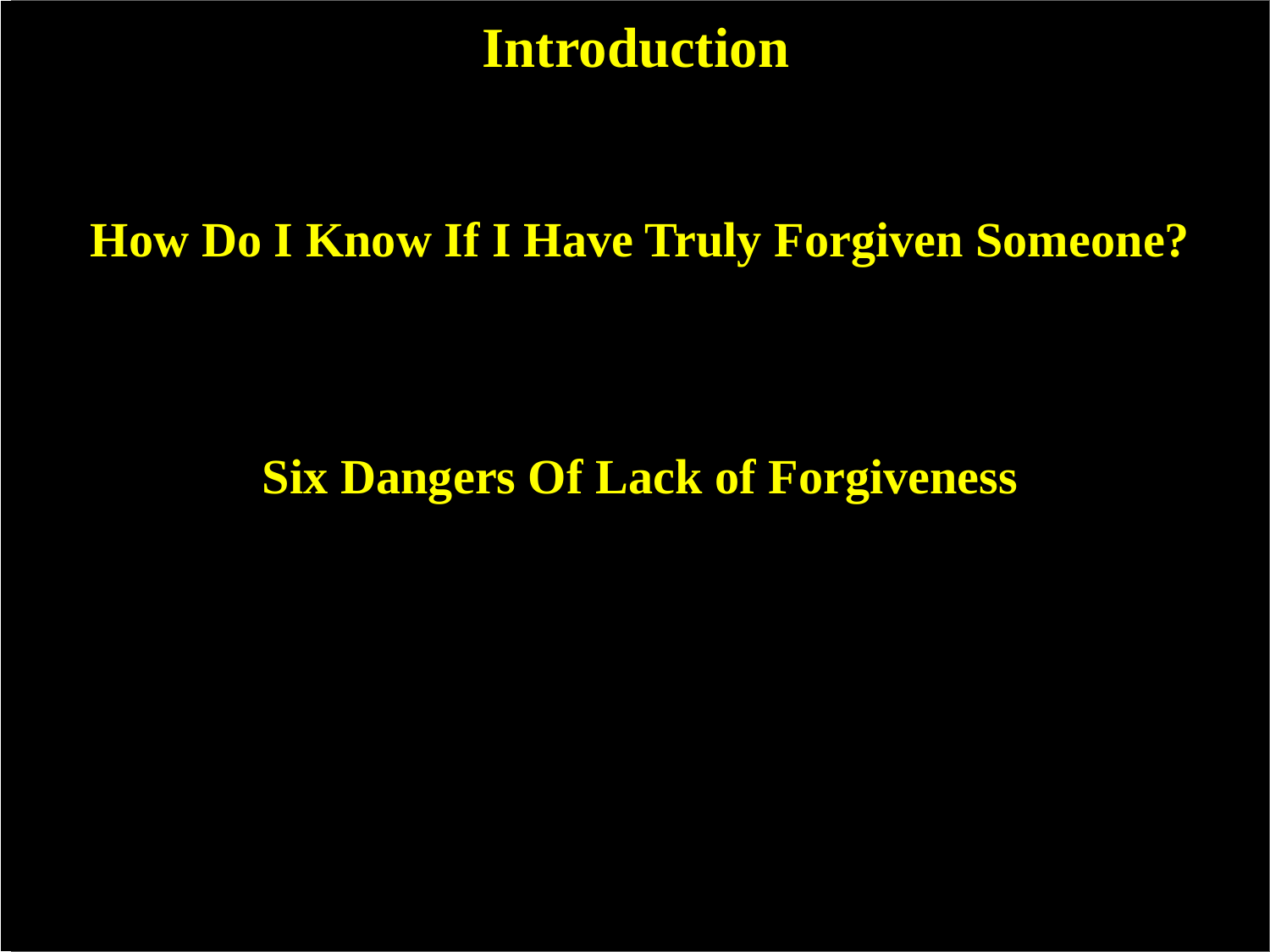# Introduction

## How Do I Know If I Have Truly Forgiven Someone?

## Six Dangers Of Lack of Forgiveness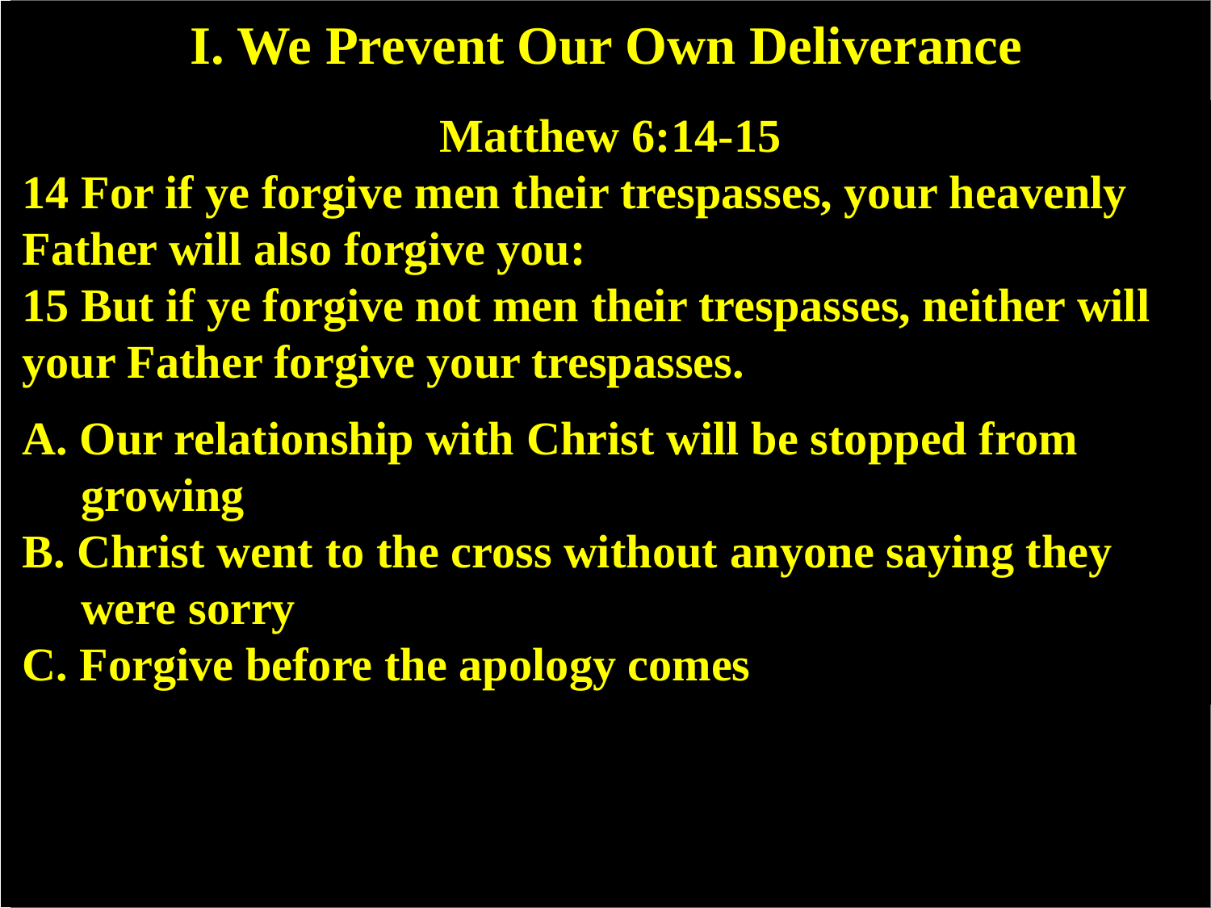# I. We Prevent Our Own Deliverance

## Matthew 6:14-15

14 For if ye forgive men their trespasses, your heavenly Father will also forgive you:

15 But if ye forgive not men their trespasses, neither will your Father forgive your trespasses.

A. Our relationship with Christ will be stopped from growing

B. Christ went to the cross without anyone saying they were sorry

C. Forgive before the apology comes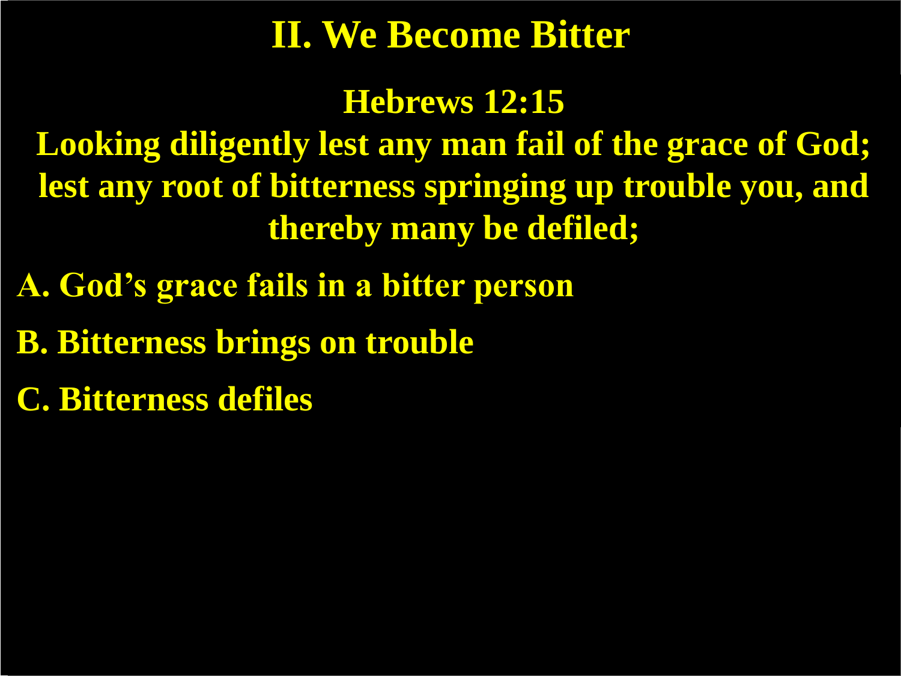# II. We Become Bitter

**Hebrews 12:15**

**Looking diligently lest any man fail of the grace of God; lest any root of bitterness springing up trouble you, and thereby many be defiled;**

**A. God's grace fails in a bitter person**

**B. Bitterness brings on trouble**

**C. Bitterness defiles**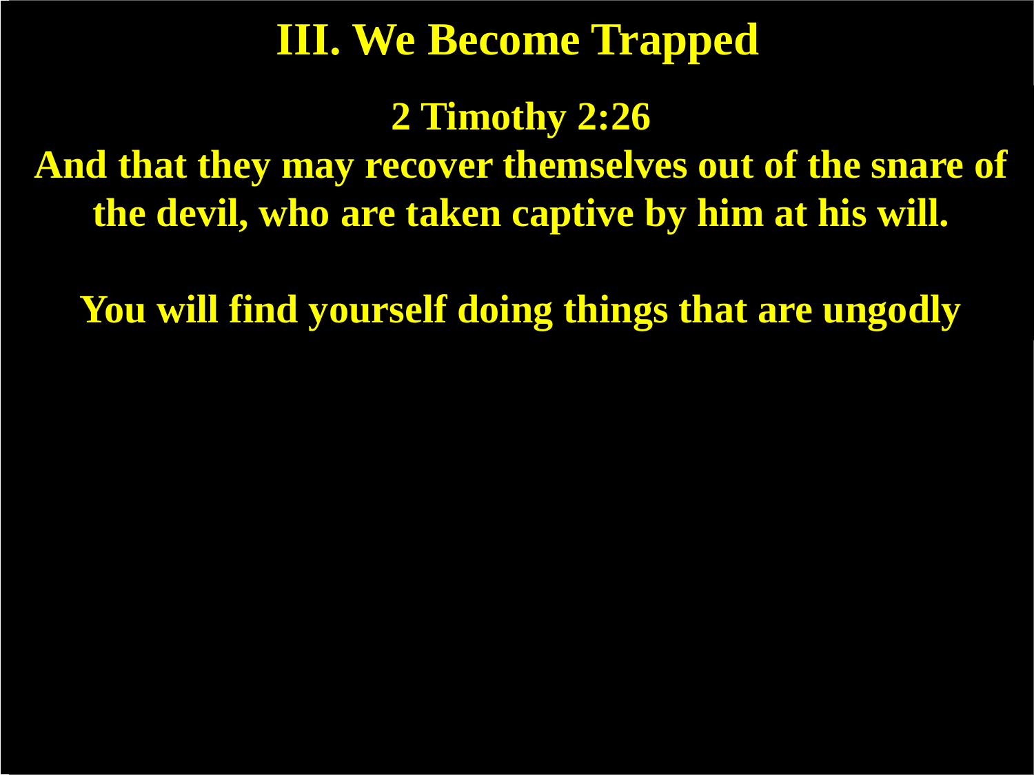# III. We Become Trapped

**2 Timothy 2:26**

**And that they may recover themselves out of the snare of the devil, who are taken captive by him at his will.**

**You will find yourself doing things that are ungodly**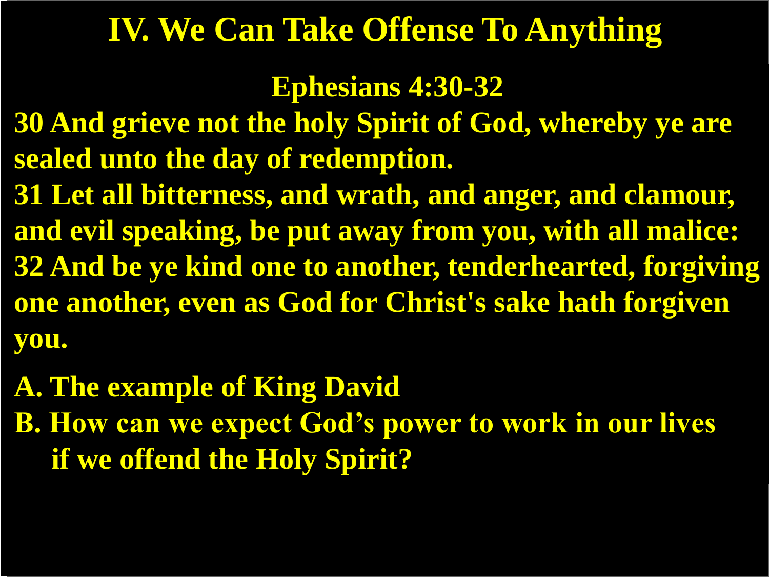# IV. We Can Take Offense To Anything

**Ephesians 4:30-32**

**30 And grieve not the holy Spirit of God, whereby ye are sealed unto the day of redemption.**
**31 Let all bitterness, and wrath, and anger, and clamour, and evil speaking, be put away from you, with all malice:**
**32 And be ye kind one to another, tenderhearted, forgiving one another, even as God for Christ's sake hath forgiven you.**

**A. The example of King David**
**B. How can we expect God's power to work in our lives if we offend the Holy Spirit?**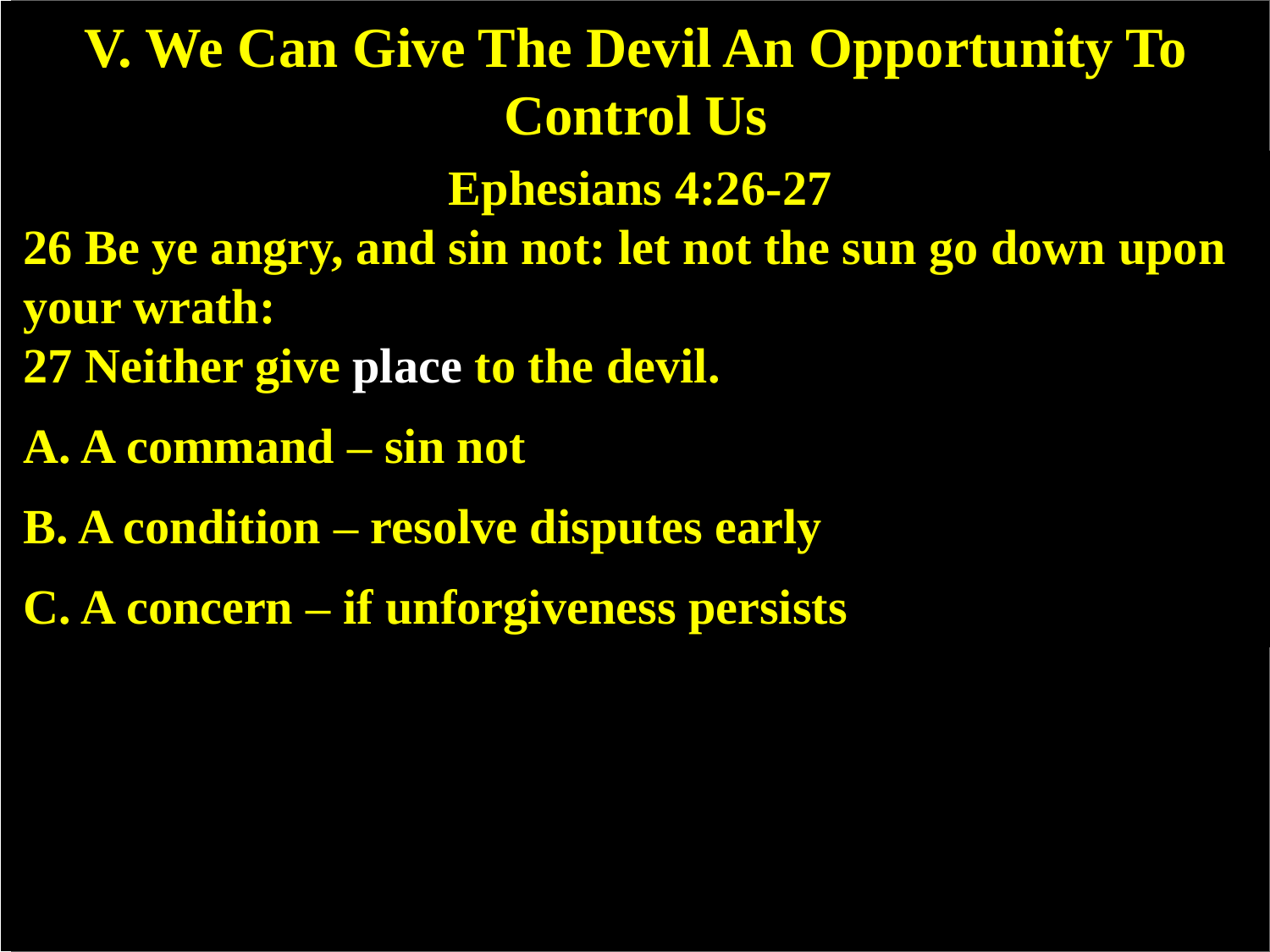# V. We Can Give The Devil An Opportunity To Control Us

## Ephesians 4:26-27

**26 Be ye angry, and sin not: let not the sun go down upon your wrath:**

**27 Neither give place to the devil.**

**A. A command – sin not**

**B. A condition – resolve disputes early**

**C. A concern – if unforgiveness persists**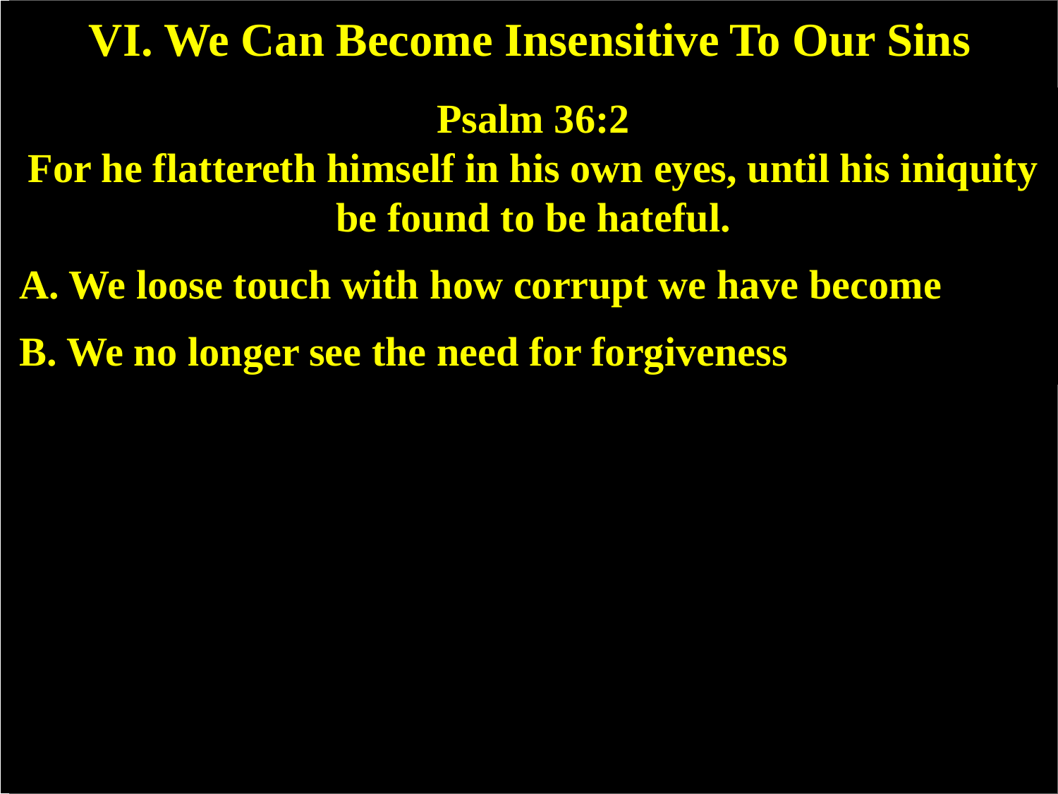# VI. We Can Become Insensitive To Our Sins

**Psalm 36:2**

**For he flattereth himself in his own eyes, until his iniquity be found to be hateful.**

**A. We loose touch with how corrupt we have become**

**B. We no longer see the need for forgiveness**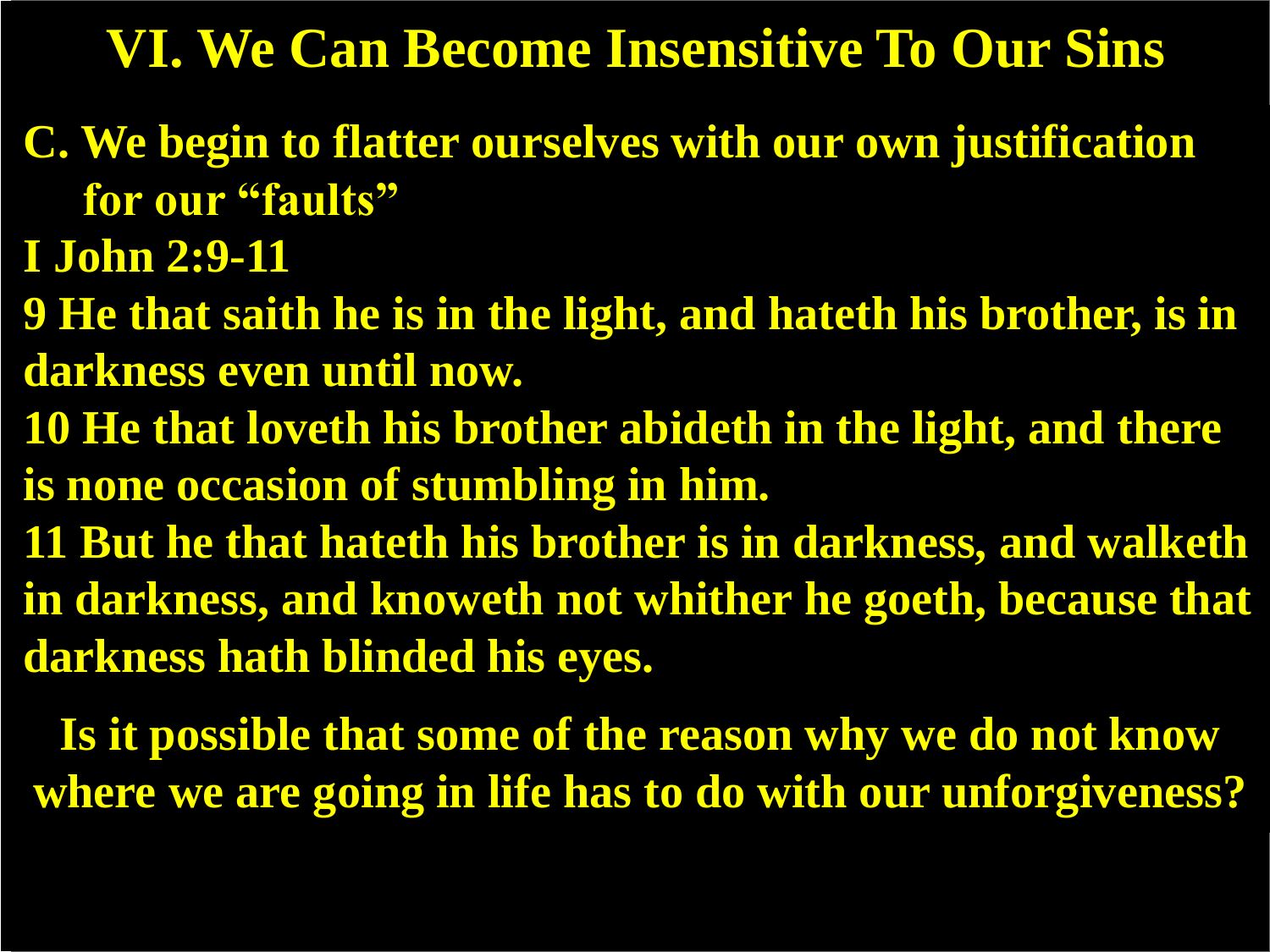# VI. We Can Become Insensitive To Our Sins

**C. We begin to flatter ourselves with our own justification for our "faults"**

**I John 2:9-11**

**9 He that saith he is in the light, and hateth his brother, is in darkness even until now.**

**10 He that loveth his brother abideth in the light, and there is none occasion of stumbling in him.**

**11 But he that hateth his brother is in darkness, and walketh in darkness, and knoweth not whither he goeth, because that darkness hath blinded his eyes.**

**Is it possible that some of the reason why we do not know where we are going in life has to do with our unforgiveness?**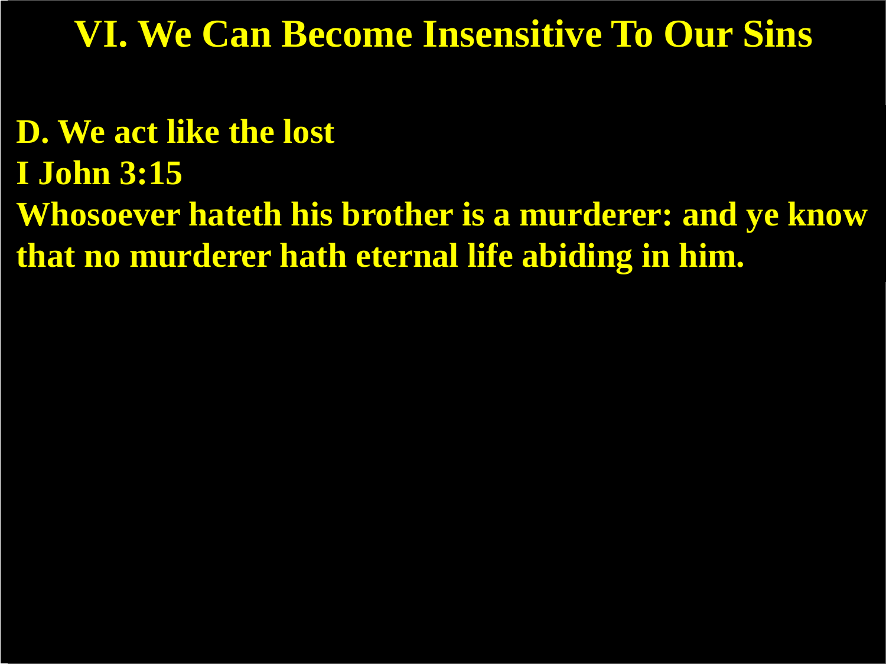# VI. We Can Become Insensitive To Our Sins

**D. We act like the lost**

**I John 3:15**

**Whosoever hateth his brother is a murderer: and ye know that no murderer hath eternal life abiding in him.**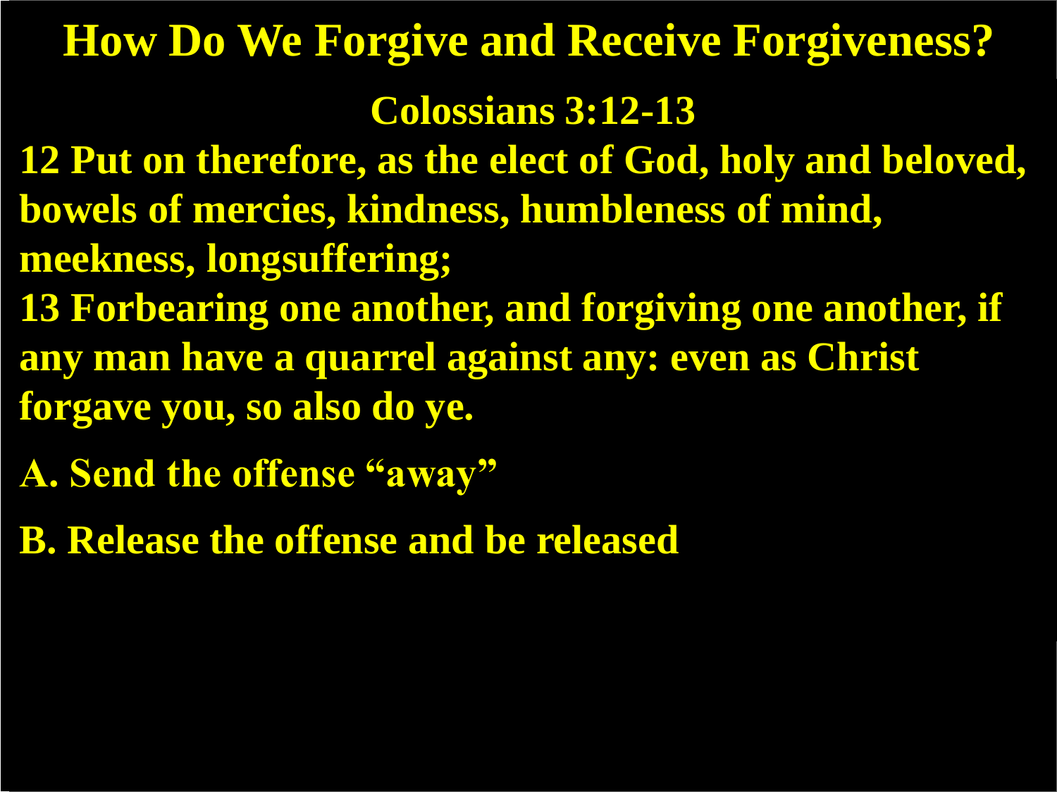# How Do We Forgive and Receive Forgiveness?

## Colossians 3:12-13

**12 Put on therefore, as the elect of God, holy and beloved, bowels of mercies, kindness, humbleness of mind, meekness, longsuffering;**

**13 Forbearing one another, and forgiving one another, if any man have a quarrel against any: even as Christ forgave you, so also do ye.**

**A. Send the offense "away"**

**B. Release the offense and be released**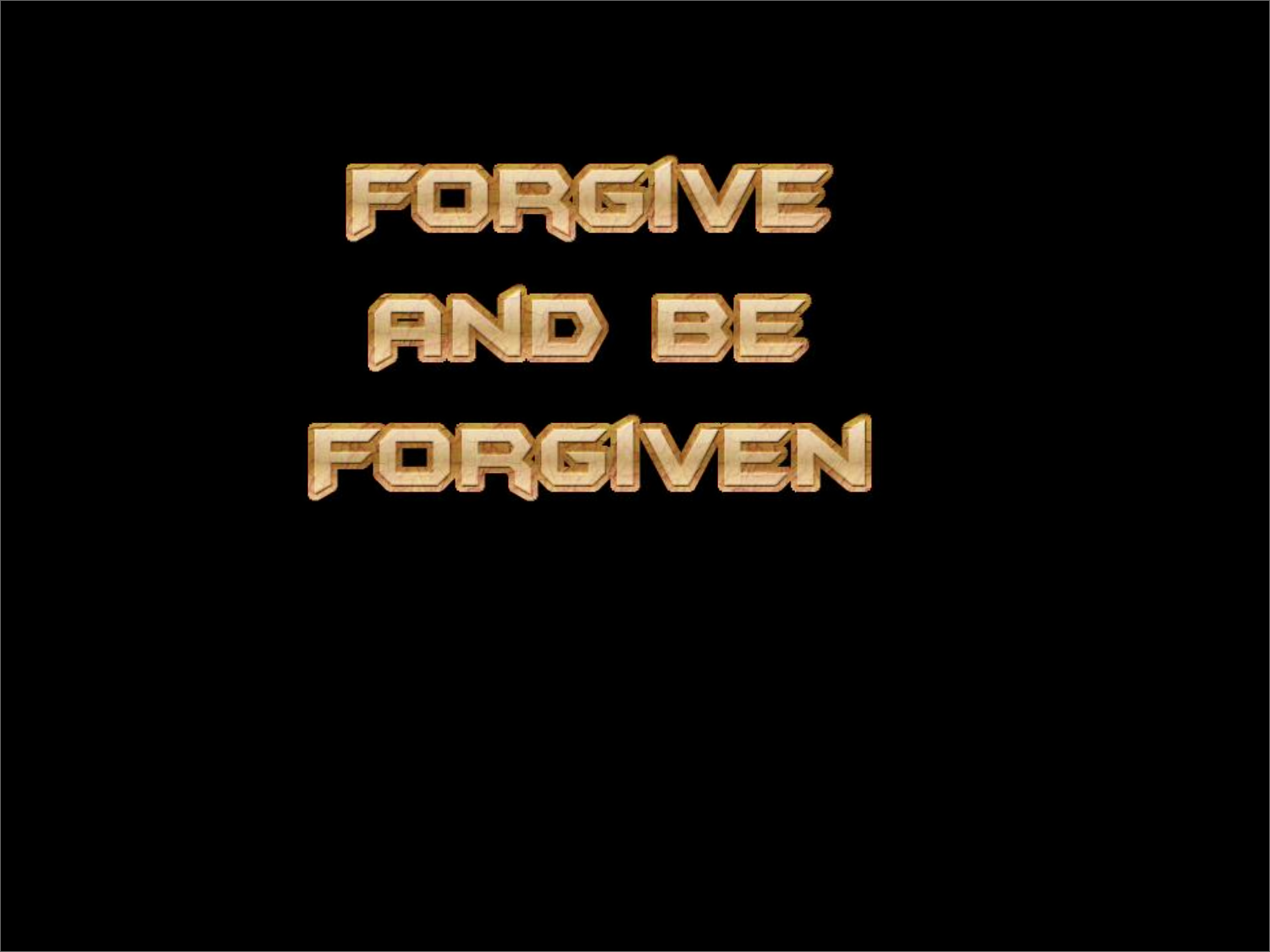# FORGIVE AND BE FORGIVEN